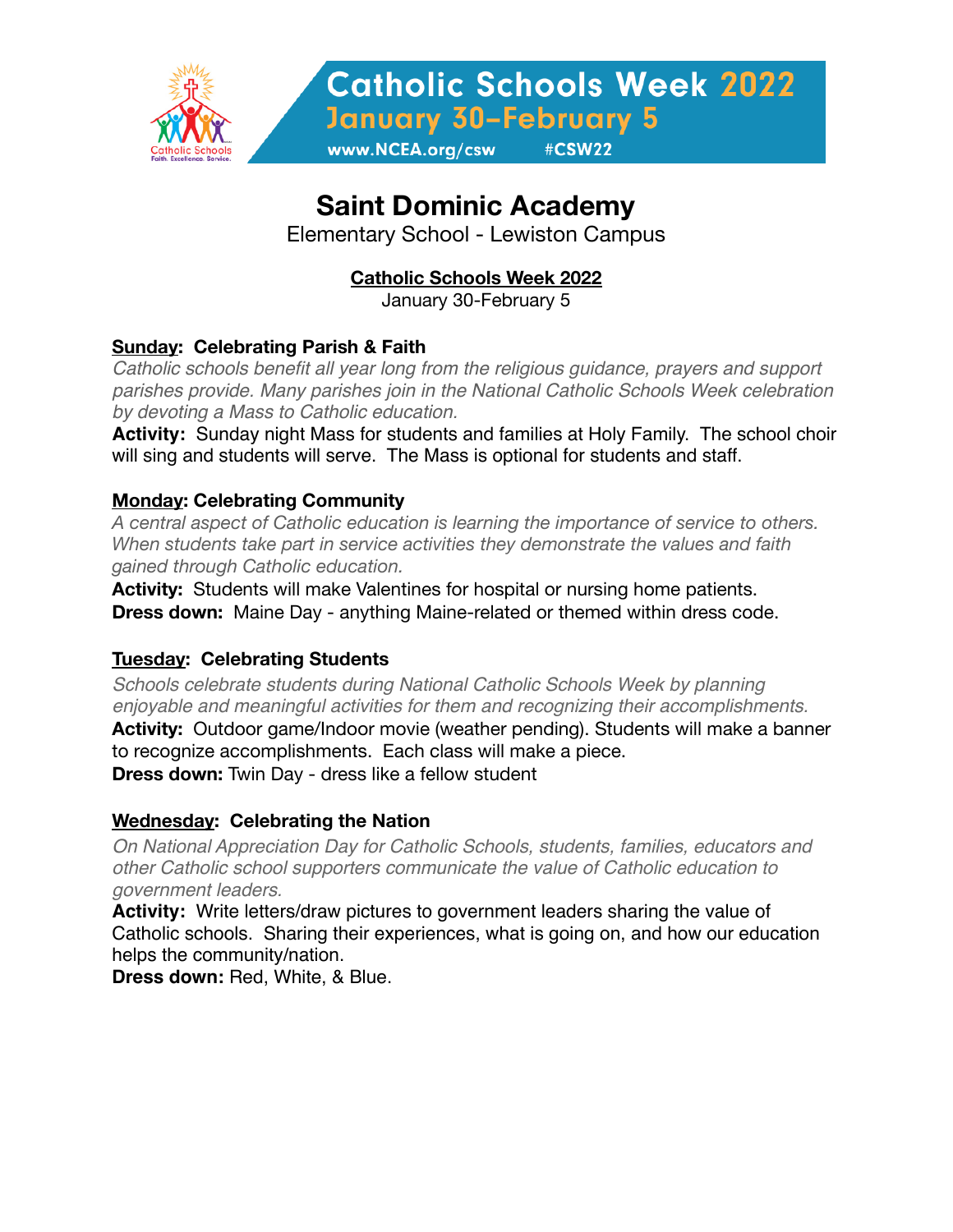Catholic Schools Week 2022
January 30–February 5
www.NCEA.org/csw #CSW22

# Saint Dominic Academy

Elementary School - Lewiston Campus

## Catholic Schools Week 2022

January 30-February 5

### Sunday: Celebrating Parish & Faith

*Catholic schools benefit all year long from the religious guidance, prayers and support parishes provide. Many parishes join in the National Catholic Schools Week celebration by devoting a Mass to Catholic education.*

**Activity:** Sunday night Mass for students and families at Holy Family. The school choir will sing and students will serve. The Mass is optional for students and staff.

### Monday: Celebrating Community

*A central aspect of Catholic education is learning the importance of service to others. When students take part in service activities they demonstrate the values and faith gained through Catholic education.*

**Activity:** Students will make Valentines for hospital or nursing home patients.
**Dress down:** Maine Day - anything Maine-related or themed within dress code.

### Tuesday: Celebrating Students

*Schools celebrate students during National Catholic Schools Week by planning enjoyable and meaningful activities for them and recognizing their accomplishments.*

**Activity:** Outdoor game/Indoor movie (weather pending). Students will make a banner to recognize accomplishments. Each class will make a piece.
**Dress down:** Twin Day - dress like a fellow student

### Wednesday: Celebrating the Nation

*On National Appreciation Day for Catholic Schools, students, families, educators and other Catholic school supporters communicate the value of Catholic education to government leaders.*

**Activity:** Write letters/draw pictures to government leaders sharing the value of Catholic schools. Sharing their experiences, what is going on, and how our education helps the community/nation.
**Dress down:** Red, White, & Blue.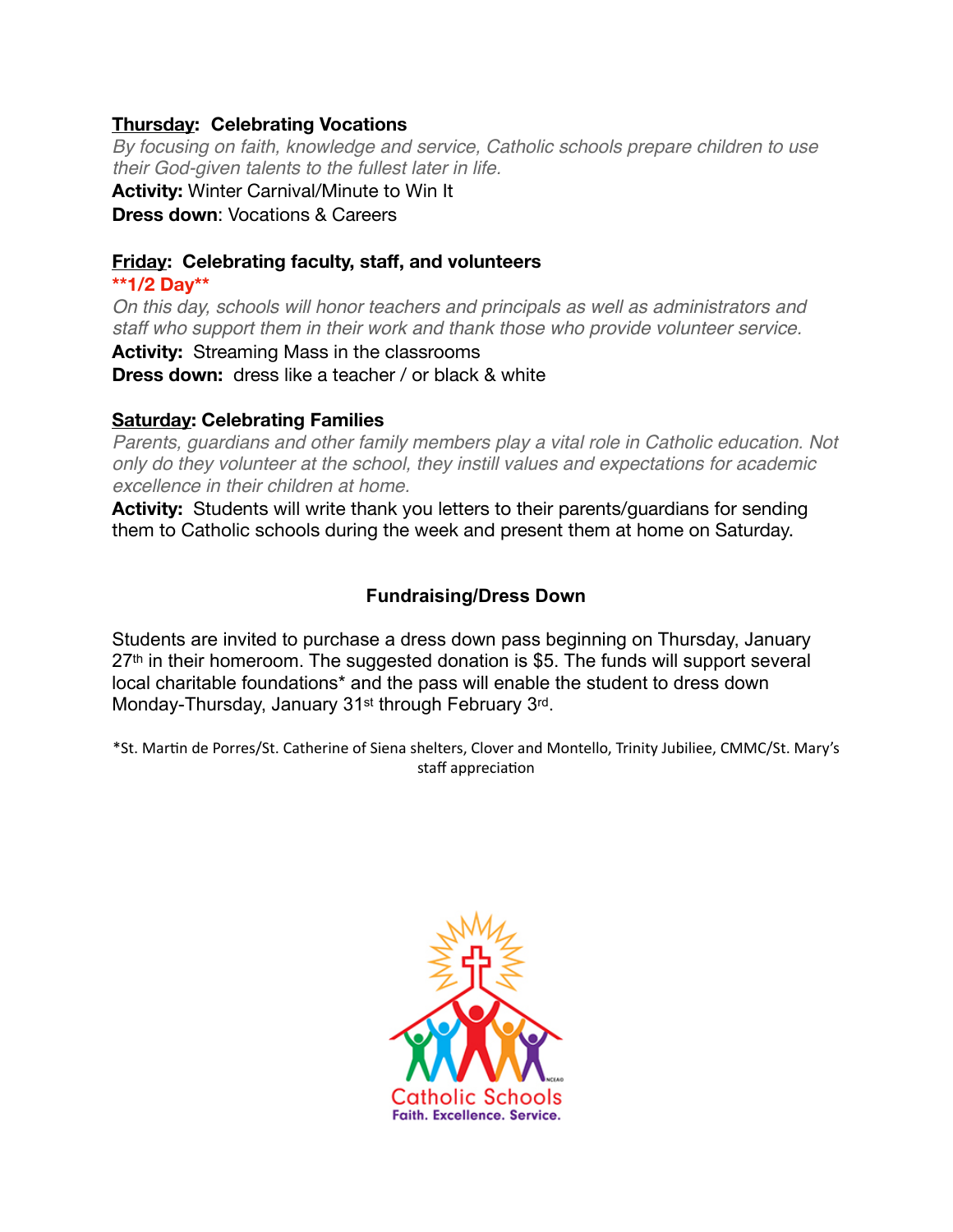**<u>Thursday</u>: Celebrating Vocations**

*By focusing on faith, knowledge and service, Catholic schools prepare children to use their God-given talents to the fullest later in life.*

**Activity:** Winter Carnival/Minute to Win It

**Dress down**: Vocations & Careers

**<u>Friday</u>: Celebrating faculty, staff, and volunteers**

****1/2 Day****

*On this day, schools will honor teachers and principals as well as administrators and staff who support them in their work and thank those who provide volunteer service.*

**Activity:** Streaming Mass in the classrooms

**Dress down:** dress like a teacher / or black & white

**<u>Saturday</u>: Celebrating Families**

*Parents, guardians and other family members play a vital role in Catholic education. Not only do they volunteer at the school, they instill values and expectations for academic excellence in their children at home.*

**Activity:** Students will write thank you letters to their parents/guardians for sending them to Catholic schools during the week and present them at home on Saturday.

## Fundraising/Dress Down

Students are invited to purchase a dress down pass beginning on Thursday, January 27th in their homeroom. The suggested donation is $5. The funds will support several local charitable foundations* and the pass will enable the student to dress down Monday-Thursday, January 31st through February 3rd.

*St. Martin de Porres/St. Catherine of Siena shelters, Clover and Montello, Trinity Jubiliee, CMMC/St. Mary's staff appreciation

Catholic Schools
Faith. Excellence. Service.